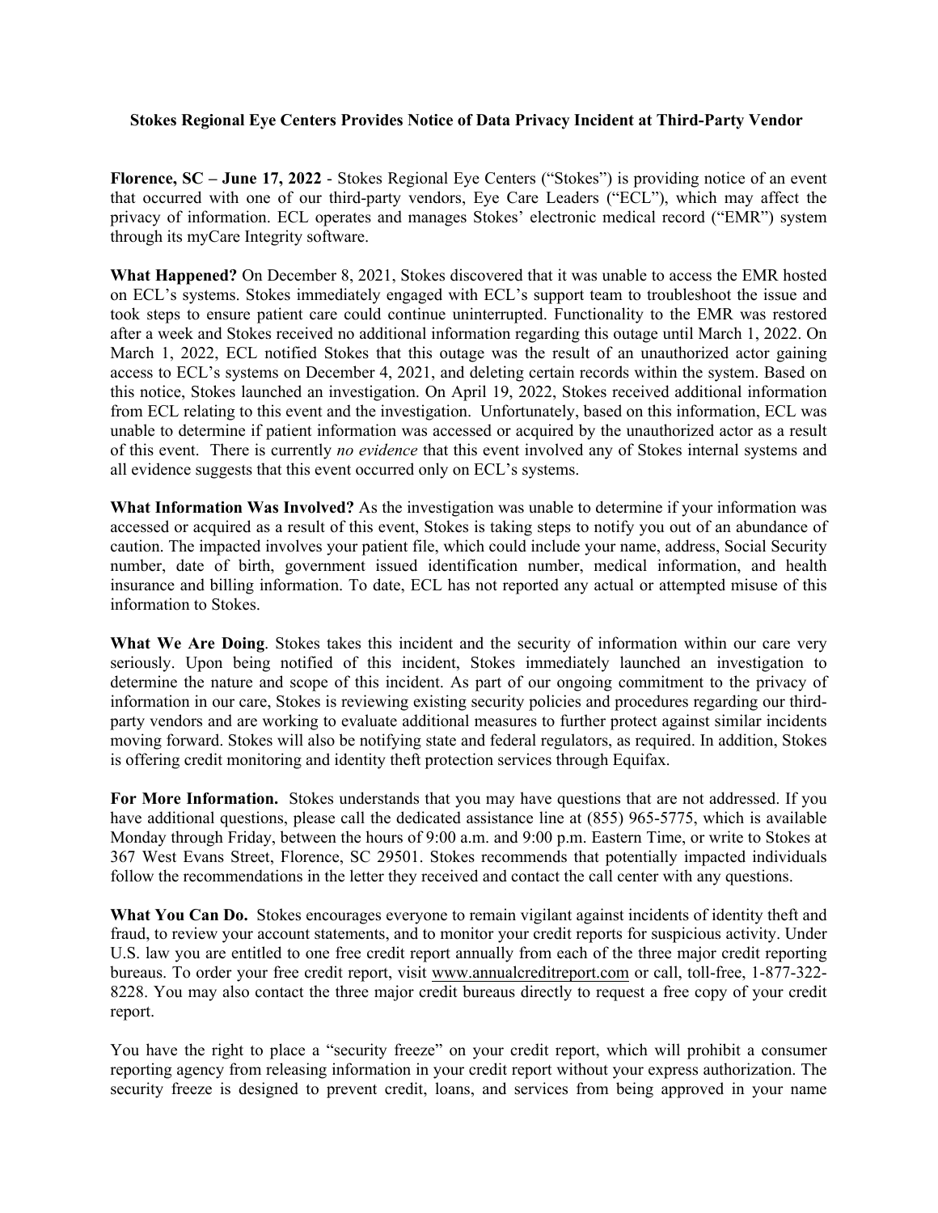# Stokes Regional Eye Centers Provides Notice of Data Privacy Incident at Third-Party Vendor

**Florence, SC – June 17, 2022** - Stokes Regional Eye Centers ("Stokes") is providing notice of an event that occurred with one of our third-party vendors, Eye Care Leaders ("ECL"), which may affect the privacy of information. ECL operates and manages Stokes' electronic medical record ("EMR") system through its myCare Integrity software.

**What Happened?** On December 8, 2021, Stokes discovered that it was unable to access the EMR hosted on ECL's systems. Stokes immediately engaged with ECL's support team to troubleshoot the issue and took steps to ensure patient care could continue uninterrupted. Functionality to the EMR was restored after a week and Stokes received no additional information regarding this outage until March 1, 2022. On March 1, 2022, ECL notified Stokes that this outage was the result of an unauthorized actor gaining access to ECL's systems on December 4, 2021, and deleting certain records within the system. Based on this notice, Stokes launched an investigation. On April 19, 2022, Stokes received additional information from ECL relating to this event and the investigation. Unfortunately, based on this information, ECL was unable to determine if patient information was accessed or acquired by the unauthorized actor as a result of this event. There is currently *no evidence* that this event involved any of Stokes internal systems and all evidence suggests that this event occurred only on ECL's systems.

**What Information Was Involved?** As the investigation was unable to determine if your information was accessed or acquired as a result of this event, Stokes is taking steps to notify you out of an abundance of caution. The impacted involves your patient file, which could include your name, address, Social Security number, date of birth, government issued identification number, medical information, and health insurance and billing information. To date, ECL has not reported any actual or attempted misuse of this information to Stokes.

**What We Are Doing**. Stokes takes this incident and the security of information within our care very seriously. Upon being notified of this incident, Stokes immediately launched an investigation to determine the nature and scope of this incident. As part of our ongoing commitment to the privacy of information in our care, Stokes is reviewing existing security policies and procedures regarding our third-party vendors and are working to evaluate additional measures to further protect against similar incidents moving forward. Stokes will also be notifying state and federal regulators, as required. In addition, Stokes is offering credit monitoring and identity theft protection services through Equifax.

**For More Information.** Stokes understands that you may have questions that are not addressed. If you have additional questions, please call the dedicated assistance line at (855) 965-5775, which is available Monday through Friday, between the hours of 9:00 a.m. and 9:00 p.m. Eastern Time, or write to Stokes at 367 West Evans Street, Florence, SC 29501. Stokes recommends that potentially impacted individuals follow the recommendations in the letter they received and contact the call center with any questions.

**What You Can Do.** Stokes encourages everyone to remain vigilant against incidents of identity theft and fraud, to review your account statements, and to monitor your credit reports for suspicious activity. Under U.S. law you are entitled to one free credit report annually from each of the three major credit reporting bureaus. To order your free credit report, visit www.annualcreditreport.com or call, toll-free, 1-877-322-8228. You may also contact the three major credit bureaus directly to request a free copy of your credit report.

You have the right to place a "security freeze" on your credit report, which will prohibit a consumer reporting agency from releasing information in your credit report without your express authorization. The security freeze is designed to prevent credit, loans, and services from being approved in your name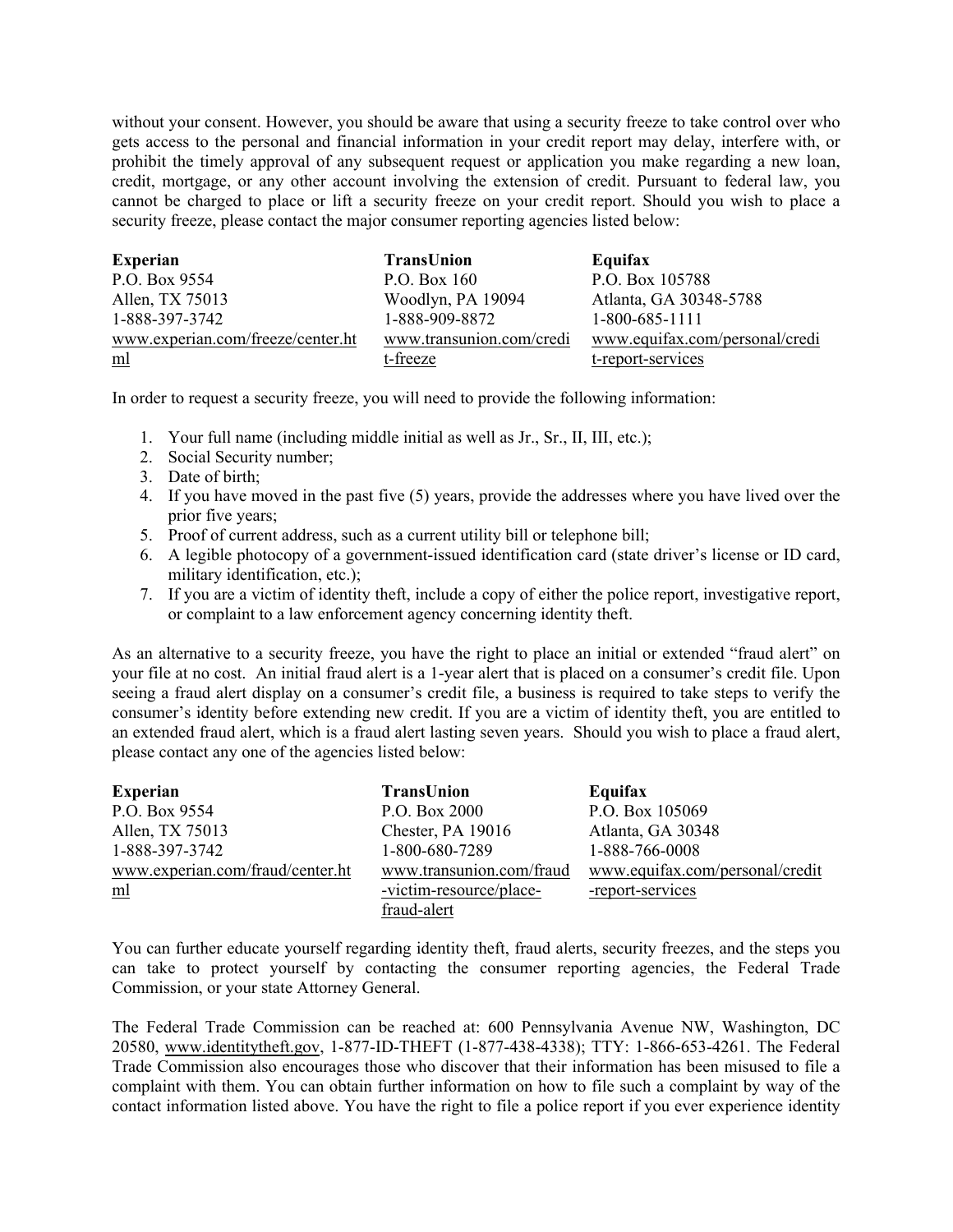without your consent. However, you should be aware that using a security freeze to take control over who gets access to the personal and financial information in your credit report may delay, interfere with, or prohibit the timely approval of any subsequent request or application you make regarding a new loan, credit, mortgage, or any other account involving the extension of credit. Pursuant to federal law, you cannot be charged to place or lift a security freeze on your credit report. Should you wish to place a security freeze, please contact the major consumer reporting agencies listed below:

| **Experian** | **TransUnion** | **Equifax** |
|---|---|---|
| P.O. Box 9554 | P.O. Box 160 | P.O. Box 105788 |
| Allen, TX 75013 | Woodlyn, PA 19094 | Atlanta, GA 30348-5788 |
| 1-888-397-3742 | 1-888-909-8872 | 1-800-685-1111 |
| www.experian.com/freeze/center.html | www.transunion.com/credit-freeze | www.equifax.com/personal/credit-report-services |

In order to request a security freeze, you will need to provide the following information:

1. Your full name (including middle initial as well as Jr., Sr., II, III, etc.);
2. Social Security number;
3. Date of birth;
4. If you have moved in the past five (5) years, provide the addresses where you have lived over the prior five years;
5. Proof of current address, such as a current utility bill or telephone bill;
6. A legible photocopy of a government-issued identification card (state driver's license or ID card, military identification, etc.);
7. If you are a victim of identity theft, include a copy of either the police report, investigative report, or complaint to a law enforcement agency concerning identity theft.

As an alternative to a security freeze, you have the right to place an initial or extended "fraud alert" on your file at no cost. An initial fraud alert is a 1-year alert that is placed on a consumer's credit file. Upon seeing a fraud alert display on a consumer's credit file, a business is required to take steps to verify the consumer's identity before extending new credit. If you are a victim of identity theft, you are entitled to an extended fraud alert, which is a fraud alert lasting seven years. Should you wish to place a fraud alert, please contact any one of the agencies listed below:

| **Experian** | **TransUnion** | **Equifax** |
|---|---|---|
| P.O. Box 9554 | P.O. Box 2000 | P.O. Box 105069 |
| Allen, TX 75013 | Chester, PA 19016 | Atlanta, GA 30348 |
| 1-888-397-3742 | 1-800-680-7289 | 1-888-766-0008 |
| www.experian.com/fraud/center.html | www.transunion.com/fraud-victim-resource/place-fraud-alert | www.equifax.com/personal/credit-report-services |

You can further educate yourself regarding identity theft, fraud alerts, security freezes, and the steps you can take to protect yourself by contacting the consumer reporting agencies, the Federal Trade Commission, or your state Attorney General.

The Federal Trade Commission can be reached at: 600 Pennsylvania Avenue NW, Washington, DC 20580, www.identitytheft.gov, 1-877-ID-THEFT (1-877-438-4338); TTY: 1-866-653-4261. The Federal Trade Commission also encourages those who discover that their information has been misused to file a complaint with them. You can obtain further information on how to file such a complaint by way of the contact information listed above. You have the right to file a police report if you ever experience identity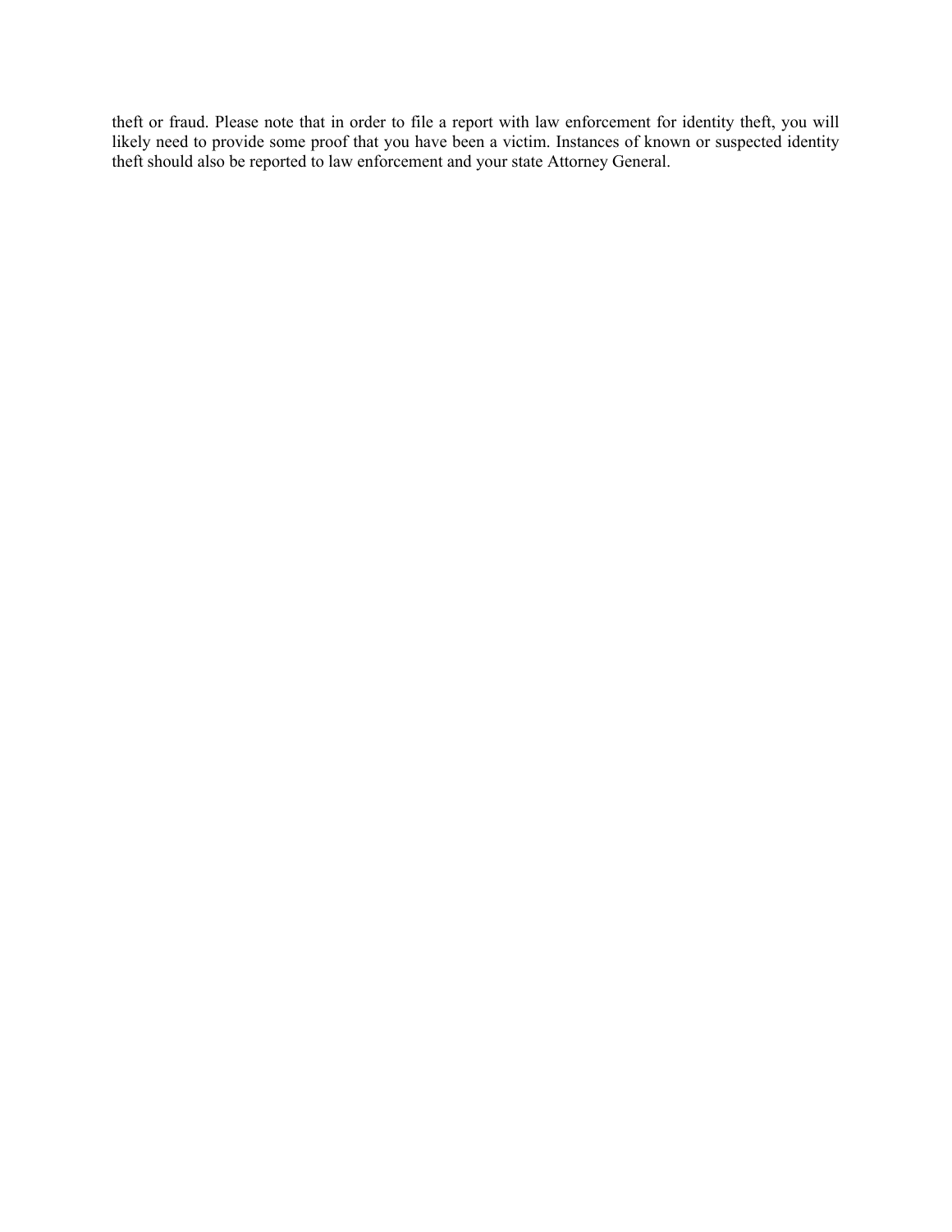theft or fraud. Please note that in order to file a report with law enforcement for identity theft, you will likely need to provide some proof that you have been a victim. Instances of known or suspected identity theft should also be reported to law enforcement and your state Attorney General.